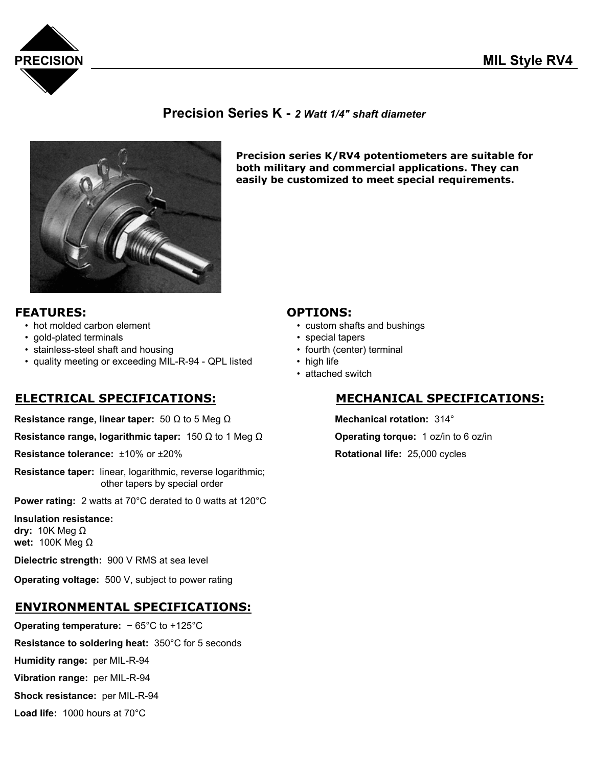PRECISION

# MIL Style RV4

## Precision Series K - *2 Watt 1/4" shaft diameter*

**Precision series K/RV4 potentiometers are suitable for both military and commercial applications. They can easily be customized to meet special requirements.**

## FEATURES:

- hot molded carbon element
- gold-plated terminals
- stainless-steel shaft and housing
- quality meeting or exceeding MIL-R-94 - QPL listed

## OPTIONS:

- custom shafts and bushings
- special tapers
- fourth (center) terminal
- high life
- attached switch

## ELECTRICAL SPECIFICATIONS:

**Resistance range, linear taper:** 50 Ω to 5 Meg Ω

**Resistance range, logarithmic taper:** 150 Ω to 1 Meg Ω

**Resistance tolerance:** ±10% or ±20%

**Resistance taper:** linear, logarithmic, reverse logarithmic; other tapers by special order

**Power rating:** 2 watts at 70°C derated to 0 watts at 120°C

**Insulation resistance:**
**dry:** 10K Meg Ω
**wet:** 100K Meg Ω

**Dielectric strength:** 900 V RMS at sea level

**Operating voltage:** 500 V, subject to power rating

## ENVIRONMENTAL SPECIFICATIONS:

**Operating temperature:** − 65°C to +125°C

**Resistance to soldering heat:** 350°C for 5 seconds

**Humidity range:** per MIL-R-94

**Vibration range:** per MIL-R-94

**Shock resistance:** per MIL-R-94

**Load life:** 1000 hours at 70°C

## MECHANICAL SPECIFICATIONS:

**Mechanical rotation:** 314°

**Operating torque:** 1 oz/in to 6 oz/in

**Rotational life:** 25,000 cycles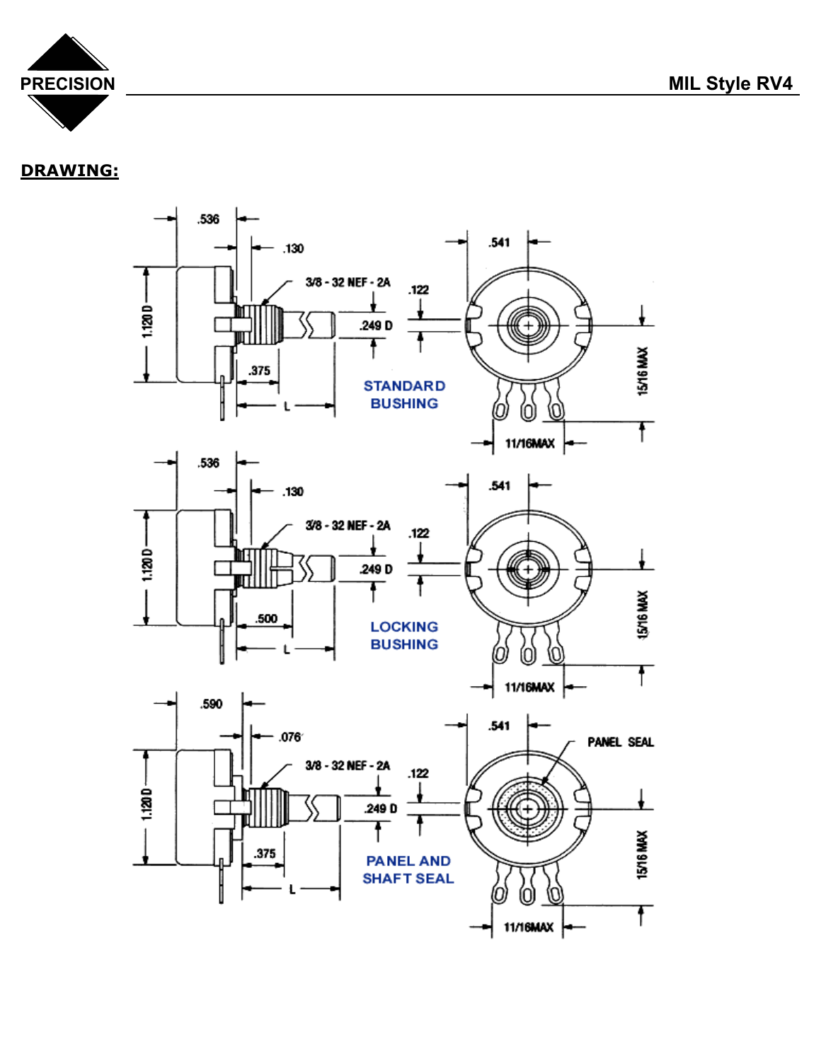## DRAWING:

.536

.130

3/8 - 32 NEF - 2A

.541

.122

1.120 D

.249 D

.375

L

STANDARD BUSHING

15/16 MAX

11/16MAX

.536

.130

3/8 - 32 NEF - 2A

.541

.122

1.120 D

.249 D

.500

L

LOCKING BUSHING

15/16 MAX

11/16MAX

.590

.076

3/8 - 32 NEF - 2A

.541

PANEL SEAL

.122

1.120 D

.249 D

.375

L

PANEL AND SHAFT SEAL

15/16 MAX

11/16MAX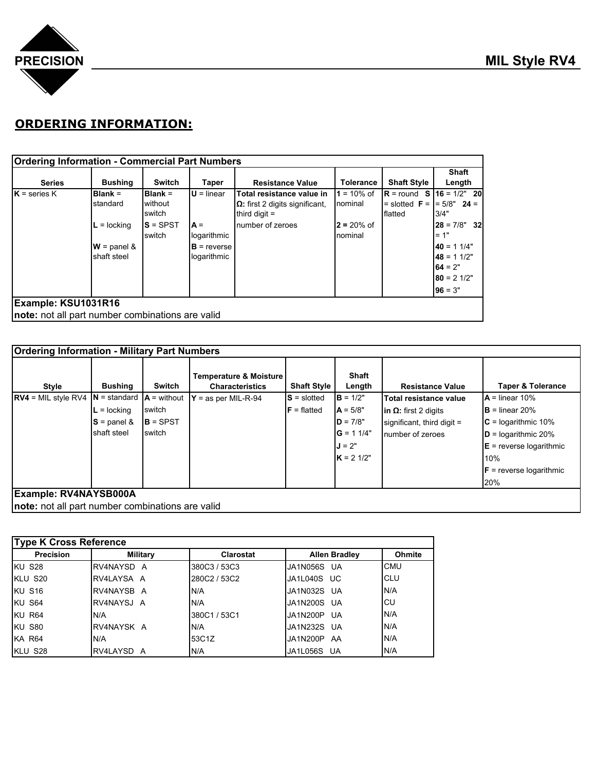# MIL Style RV4

## ORDERING INFORMATION:

**Ordering Information - Commercial Part Numbers**

| Series | Bushing | Switch | Taper | Resistance Value | Tolerance | Shaft Style | Shaft Length |
|---|---|---|---|---|---|---|---|
| **K** = series K | **Blank** = standard<br>**L** = locking<br>**W** = panel & shaft steel | **Blank** = without switch<br>**S** = SPST switch | **U** = linear<br>**A** = logarithmic<br>**B** = reverse logarithmic | **Total resistance value in Ω:** first 2 digits significant, third digit = number of zeroes | **1** = 10% of nominal<br>**2** = 20% of nominal | **R** = round **S** = slotted **F** = flatted | **16** = 1/2" **20** = 5/8" **24** = 3/4"<br>**28** = 7/8" **32** = 1"<br>**40** = 1 1/4"<br>**48** = 1 1/2"<br>**64** = 2"<br>**80** = 2 1/2"<br>**96** = 3" |

**Example: KSU1031R16**

**note:** not all part number combinations are valid

**Ordering Information - Military Part Numbers**

| Style | Bushing | Switch | Temperature & Moisture Characteristics | Shaft Style | Shaft Length | Resistance Value | Taper & Tolerance |
|---|---|---|---|---|---|---|---|
| **RV4** = MIL style RV4 | **N** = standard<br>**L** = locking<br>**S** = panel & shaft steel | **A** = without switch<br>**B** = SPST switch | **Y** = as per MIL-R-94 | **S** = slotted<br>**F** = flatted | **B** = 1/2"<br>**A** = 5/8"<br>**D** = 7/8"<br>**G** = 1 1/4"<br>**J** = 2"<br>**K** = 2 1/2" | **Total resistance value in Ω:** first 2 digits significant, third digit = number of zeroes | **A** = linear 10%<br>**B** = linear 20%<br>**C** = logarithmic 10%<br>**D** = logarithmic 20%<br>**E** = reverse logarithmic 10%<br>**F** = reverse logarithmic 20% |

**Example: RV4NAYSB000A**

**note:** not all part number combinations are valid

**Type K Cross Reference**

| Precision | Military | Clarostat | Allen Bradley | Ohmite |
|---|---|---|---|---|
| KU S28 | RV4NAYSD A | 380C3 / 53C3 | JA1N056S UA | CMU |
| KLU S20 | RV4LAYSA A | 280C2 / 53C2 | JA1L040S UC | CLU |
| KU S16 | RV4NAYSB A | N/A | JA1N032S UA | N/A |
| KU S64 | RV4NAYSJ A | N/A | JA1N200S UA | CU |
| KU R64 | N/A | 380C1 / 53C1 | JA1N200P UA | N/A |
| KU S80 | RV4NAYSK A | N/A | JA1N232S UA | N/A |
| KA R64 | N/A | 53C1Z | JA1N200P AA | N/A |
| KLU S28 | RV4LAYSD A | N/A | JA1L056S UA | N/A |